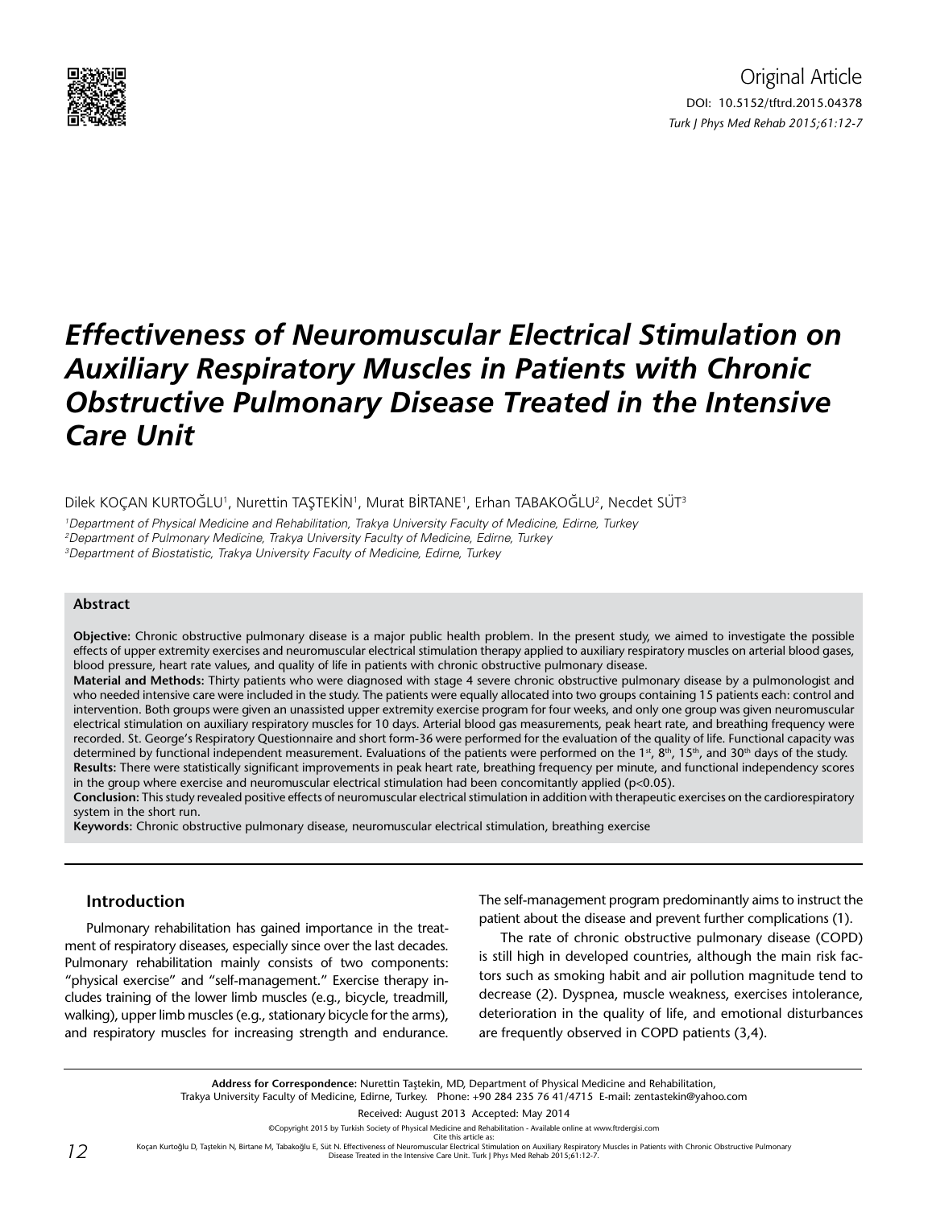Original Article

DOI: 10.5152/tftrd.2015.04378

# Effectiveness of Neuromuscular Electrical Stimulation on Auxiliary Respiratory Muscles in Patients with Chronic Obstructive Pulmonary Disease Treated in the Intensive Care Unit

Dilek KOÇAN KURTOĞLU[1], Nurettin TAŞTEKİN[1], Murat BİRTANE[1], Erhan TABAKOĞLU[2], Necdet SÜT[3]

[1]*Department of Physical Medicine and Rehabilitation, Trakya University Faculty of Medicine, Edirne, Turkey*
[2]*Department of Pulmonary Medicine, Trakya University Faculty of Medicine, Edirne, Turkey*
[3]*Department of Biostatistic, Trakya University Faculty of Medicine, Edirne, Turkey*

### Abstract

**Objective:** Chronic obstructive pulmonary disease is a major public health problem. In the present study, we aimed to investigate the possible effects of upper extremity exercises and neuromuscular electrical stimulation therapy applied to auxiliary respiratory muscles on arterial blood gases, blood pressure, heart rate values, and quality of life in patients with chronic obstructive pulmonary disease.

**Material and Methods:** Thirty patients who were diagnosed with stage 4 severe chronic obstructive pulmonary disease by a pulmonologist and who needed intensive care were included in the study. The patients were equally allocated into two groups containing 15 patients each: control and intervention. Both groups were given an unassisted upper extremity exercise program for four weeks, and only one group was given neuromuscular electrical stimulation on auxiliary respiratory muscles for 10 days. Arterial blood gas measurements, peak heart rate, and breathing frequency were recorded. St. George's Respiratory Questionnaire and short form-36 were performed for the evaluation of the quality of life. Functional capacity was determined by functional independent measurement. Evaluations of the patients were performed on the 1st, 8th, 15th, and 30th days of the study.

**Results:** There were statistically significant improvements in peak heart rate, breathing frequency per minute, and functional independency scores in the group where exercise and neuromuscular electrical stimulation had been concomitantly applied ($p<0.05$).

**Conclusion:** This study revealed positive effects of neuromuscular electrical stimulation in addition with therapeutic exercises on the cardiorespiratory system in the short run.

**Keywords:** Chronic obstructive pulmonary disease, neuromuscular electrical stimulation, breathing exercise

## Introduction

Pulmonary rehabilitation has gained importance in the treatment of respiratory diseases, especially since over the last decades. Pulmonary rehabilitation mainly consists of two components: "physical exercise" and "self-management." Exercise therapy includes training of the lower limb muscles (e.g., bicycle, treadmill, walking), upper limb muscles (e.g., stationary bicycle for the arms), and respiratory muscles for increasing strength and endurance. The self-management program predominantly aims to instruct the patient about the disease and prevent further complications (1).

The rate of chronic obstructive pulmonary disease (COPD) is still high in developed countries, although the main risk factors such as smoking habit and air pollution magnitude tend to decrease (2). Dyspnea, muscle weakness, exercises intolerance, deterioration in the quality of life, and emotional disturbances are frequently observed in COPD patients (3,4).

**Address for Correspondence:** Nurettin Taştekin, MD, Department of Physical Medicine and Rehabilitation, Trakya University Faculty of Medicine, Edirne, Turkey. Phone: +90 284 235 76 41/4715 E-mail: zentastekin@yahoo.com

Received: August 2013 Accepted: May 2014

©Copyright 2015 by Turkish Society of Physical Medicine and Rehabilitation - Available online at www.ftrdergisi.com

Cite this article as:
Koçan Kurtoğlu D, Taştekin N, Birtane M, Tabakoğlu E, Süt N. Effectiveness of Neuromuscular Electrical Stimulation on Auxiliary Respiratory Muscles in Patients with Chronic Obstructive Pulmonary Disease Treated in the Intensive Care Unit. Turk J Phys Med Rehab 2015;61:12-7.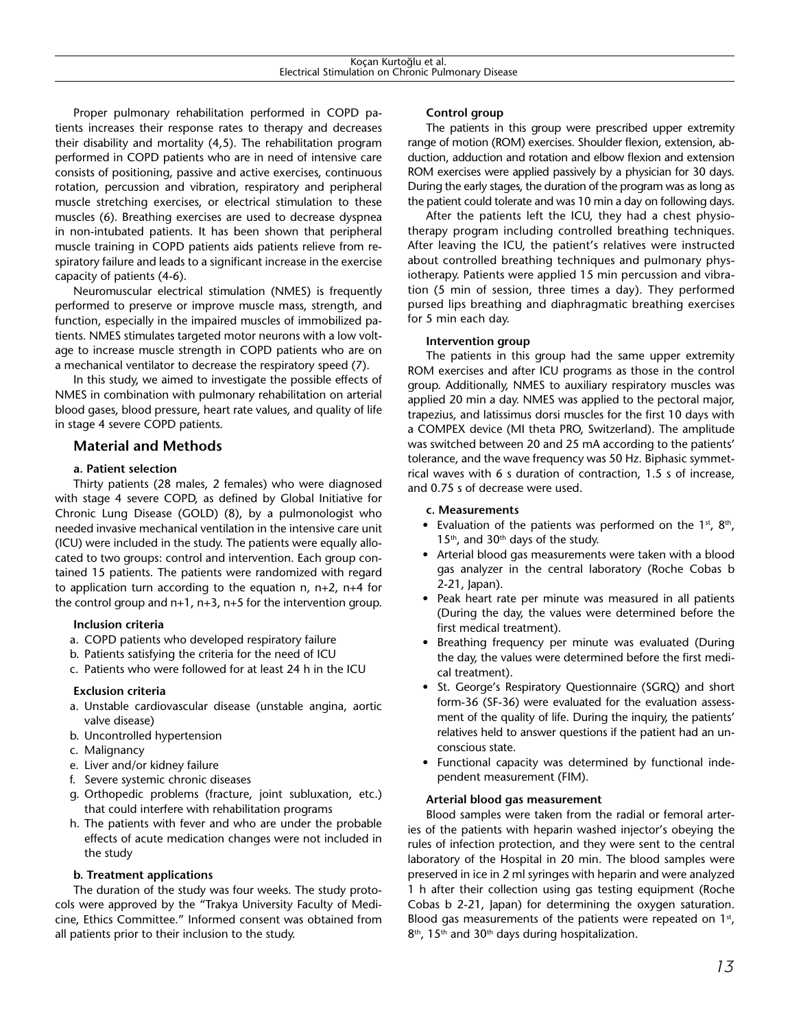Proper pulmonary rehabilitation performed in COPD patients increases their response rates to therapy and decreases their disability and mortality (4,5). The rehabilitation program performed in COPD patients who are in need of intensive care consists of positioning, passive and active exercises, continuous rotation, percussion and vibration, respiratory and peripheral muscle stretching exercises, or electrical stimulation to these muscles (6). Breathing exercises are used to decrease dyspnea in non-intubated patients. It has been shown that peripheral muscle training in COPD patients aids patients relieve from respiratory failure and leads to a significant increase in the exercise capacity of patients (4-6).

Neuromuscular electrical stimulation (NMES) is frequently performed to preserve or improve muscle mass, strength, and function, especially in the impaired muscles of immobilized patients. NMES stimulates targeted motor neurons with a low voltage to increase muscle strength in COPD patients who are on a mechanical ventilator to decrease the respiratory speed (7).

In this study, we aimed to investigate the possible effects of NMES in combination with pulmonary rehabilitation on arterial blood gases, blood pressure, heart rate values, and quality of life in stage 4 severe COPD patients.

## Material and Methods

### a. Patient selection

Thirty patients (28 males, 2 females) who were diagnosed with stage 4 severe COPD, as defined by Global Initiative for Chronic Lung Disease (GOLD) (8), by a pulmonologist who needed invasive mechanical ventilation in the intensive care unit (ICU) were included in the study. The patients were equally allocated to two groups: control and intervention. Each group contained 15 patients. The patients were randomized with regard to application turn according to the equation n, n+2, n+4 for the control group and n+1, n+3, n+5 for the intervention group.

**Inclusion criteria**

a. COPD patients who developed respiratory failure
b. Patients satisfying the criteria for the need of ICU
c. Patients who were followed for at least 24 h in the ICU

**Exclusion criteria**

a. Unstable cardiovascular disease (unstable angina, aortic valve disease)
b. Uncontrolled hypertension
c. Malignancy
e. Liver and/or kidney failure
f. Severe systemic chronic diseases
g. Orthopedic problems (fracture, joint subluxation, etc.) that could interfere with rehabilitation programs
h. The patients with fever and who are under the probable effects of acute medication changes were not included in the study

### b. Treatment applications

The duration of the study was four weeks. The study protocols were approved by the "Trakya University Faculty of Medicine, Ethics Committee." Informed consent was obtained from all patients prior to their inclusion to the study.

**Control group**

The patients in this group were prescribed upper extremity range of motion (ROM) exercises. Shoulder flexion, extension, abduction, adduction and rotation and elbow flexion and extension ROM exercises were applied passively by a physician for 30 days. During the early stages, the duration of the program was as long as the patient could tolerate and was 10 min a day on following days.

After the patients left the ICU, they had a chest physiotherapy program including controlled breathing techniques. After leaving the ICU, the patient's relatives were instructed about controlled breathing techniques and pulmonary physiotherapy. Patients were applied 15 min percussion and vibration (5 min of session, three times a day). They performed pursed lips breathing and diaphragmatic breathing exercises for 5 min each day.

**Intervention group**

The patients in this group had the same upper extremity ROM exercises and after ICU programs as those in the control group. Additionally, NMES to auxiliary respiratory muscles was applied 20 min a day. NMES was applied to the pectoral major, trapezius, and latissimus dorsi muscles for the first 10 days with a COMPEX device (MI theta PRO, Switzerland). The amplitude was switched between 20 and 25 mA according to the patients' tolerance, and the wave frequency was 50 Hz. Biphasic symmetrical waves with 6 s duration of contraction, 1.5 s of increase, and 0.75 s of decrease were used.

### c. Measurements

- Evaluation of the patients was performed on the 1st, 8th, 15th, and 30th days of the study.
- Arterial blood gas measurements were taken with a blood gas analyzer in the central laboratory (Roche Cobas b 2-21, Japan).
- Peak heart rate per minute was measured in all patients (During the day, the values were determined before the first medical treatment).
- Breathing frequency per minute was evaluated (During the day, the values were determined before the first medical treatment).
- St. George's Respiratory Questionnaire (SGRQ) and short form-36 (SF-36) were evaluated for the evaluation assessment of the quality of life. During the inquiry, the patients' relatives held to answer questions if the patient had an unconscious state.
- Functional capacity was determined by functional independent measurement (FIM).

**Arterial blood gas measurement**

Blood samples were taken from the radial or femoral arteries of the patients with heparin washed injector's obeying the rules of infection protection, and they were sent to the central laboratory of the Hospital in 20 min. The blood samples were preserved in ice in 2 ml syringes with heparin and were analyzed 1 h after their collection using gas testing equipment (Roche Cobas b 2-21, Japan) for determining the oxygen saturation. Blood gas measurements of the patients were repeated on 1st, 8th, 15th and 30th days during hospitalization.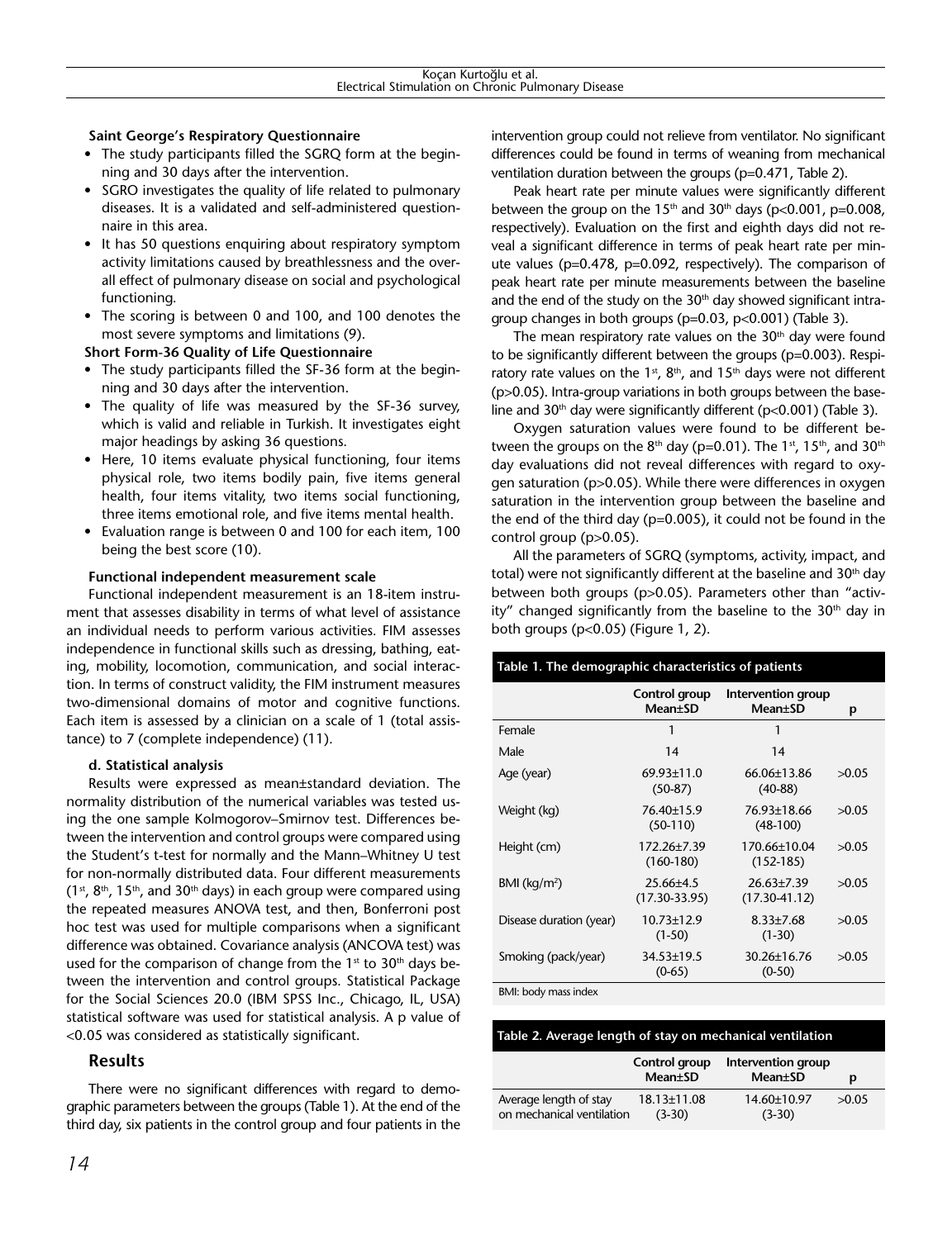**Saint George's Respiratory Questionnaire**

- The study participants filled the SGRQ form at the beginning and 30 days after the intervention.
- SGRO investigates the quality of life related to pulmonary diseases. It is a validated and self-administered questionnaire in this area.
- It has 50 questions enquiring about respiratory symptom activity limitations caused by breathlessness and the overall effect of pulmonary disease on social and psychological functioning.
- The scoring is between 0 and 100, and 100 denotes the most severe symptoms and limitations (9).

**Short Form-36 Quality of Life Questionnaire**

- The study participants filled the SF-36 form at the beginning and 30 days after the intervention.
- The quality of life was measured by the SF-36 survey, which is valid and reliable in Turkish. It investigates eight major headings by asking 36 questions.
- Here, 10 items evaluate physical functioning, four items physical role, two items bodily pain, five items general health, four items vitality, two items social functioning, three items emotional role, and five items mental health.
- Evaluation range is between 0 and 100 for each item, 100 being the best score (10).

**Functional independent measurement scale**

Functional independent measurement is an 18-item instrument that assesses disability in terms of what level of assistance an individual needs to perform various activities. FIM assesses independence in functional skills such as dressing, bathing, eating, mobility, locomotion, communication, and social interaction. In terms of construct validity, the FIM instrument measures two-dimensional domains of motor and cognitive functions. Each item is assessed by a clinician on a scale of 1 (total assistance) to 7 (complete independence) (11).

**d. Statistical analysis**

Results were expressed as mean±standard deviation. The normality distribution of the numerical variables was tested using the one sample Kolmogorov–Smirnov test. Differences between the intervention and control groups were compared using the Student's t-test for normally and the Mann–Whitney U test for non-normally distributed data. Four different measurements ($1^{st}$, $8^{th}$, $15^{th}$, and $30^{th}$ days) in each group were compared using the repeated measures ANOVA test, and then, Bonferroni post hoc test was used for multiple comparisons when a significant difference was obtained. Covariance analysis (ANCOVA test) was used for the comparison of change from the $1^{st}$ to $30^{th}$ days between the intervention and control groups. Statistical Package for the Social Sciences 20.0 (IBM SPSS Inc., Chicago, IL, USA) statistical software was used for statistical analysis. A p value of <0.05 was considered as statistically significant.

## Results

There were no significant differences with regard to demographic parameters between the groups (Table 1). At the end of the third day, six patients in the control group and four patients in the intervention group could not relieve from ventilator. No significant differences could be found in terms of weaning from mechanical ventilation duration between the groups (p=0.471, Table 2).

Peak heart rate per minute values were significantly different between the group on the $15^{th}$ and $30^{th}$ days (p<0.001, p=0.008, respectively). Evaluation on the first and eighth days did not reveal a significant difference in terms of peak heart rate per minute values (p=0.478, p=0.092, respectively). The comparison of peak heart rate per minute measurements between the baseline and the end of the study on the $30^{th}$ day showed significant intragroup changes in both groups (p=0.03, p<0.001) (Table 3).

The mean respiratory rate values on the $30^{th}$ day were found to be significantly different between the groups (p=0.003). Respiratory rate values on the $1^{st}$, $8^{th}$, and $15^{th}$ days were not different (p>0.05). Intra-group variations in both groups between the baseline and $30^{th}$ day were significantly different (p<0.001) (Table 3).

Oxygen saturation values were found to be different between the groups on the $8^{th}$ day (p=0.01). The $1^{st}$, $15^{th}$, and $30^{th}$ day evaluations did not reveal differences with regard to oxygen saturation (p>0.05). While there were differences in oxygen saturation in the intervention group between the baseline and the end of the third day (p=0.005), it could not be found in the control group (p>0.05).

All the parameters of SGRQ (symptoms, activity, impact, and total) were not significantly different at the baseline and $30^{th}$ day between both groups (p>0.05). Parameters other than "activity" changed significantly from the baseline to the $30^{th}$ day in both groups (p<0.05) (Figure 1, 2).

**Table 1. The demographic characteristics of patients**

| | Control group Mean±SD | Intervention group Mean±SD | p |
|---|---|---|---|
| Female | 1 | 1 | |
| Male | 14 | 14 | |
| Age (year) | 69.93±11.0 (50-87) | 66.06±13.86 (40-88) | >0.05 |
| Weight (kg) | 76.40±15.9 (50-110) | 76.93±18.66 (48-100) | >0.05 |
| Height (cm) | 172.26±7.39 (160-180) | 170.66±10.04 (152-185) | >0.05 |
| BMI (kg/m$^2$) | 25.66±4.5 (17.30-33.95) | 26.63±7.39 (17.30-41.12) | >0.05 |
| Disease duration (year) | 10.73±12.9 (1-50) | 8.33±7.68 (1-30) | >0.05 |
| Smoking (pack/year) | 34.53±19.5 (0-65) | 30.26±16.76 (0-50) | >0.05 |

BMI: body mass index

**Table 2. Average length of stay on mechanical ventilation**

| | Control group Mean±SD | Intervention group Mean±SD | p |
|---|---|---|---|
| Average length of stay on mechanical ventilation | 18.13±11.08 (3-30) | 14.60±10.97 (3-30) | >0.05 |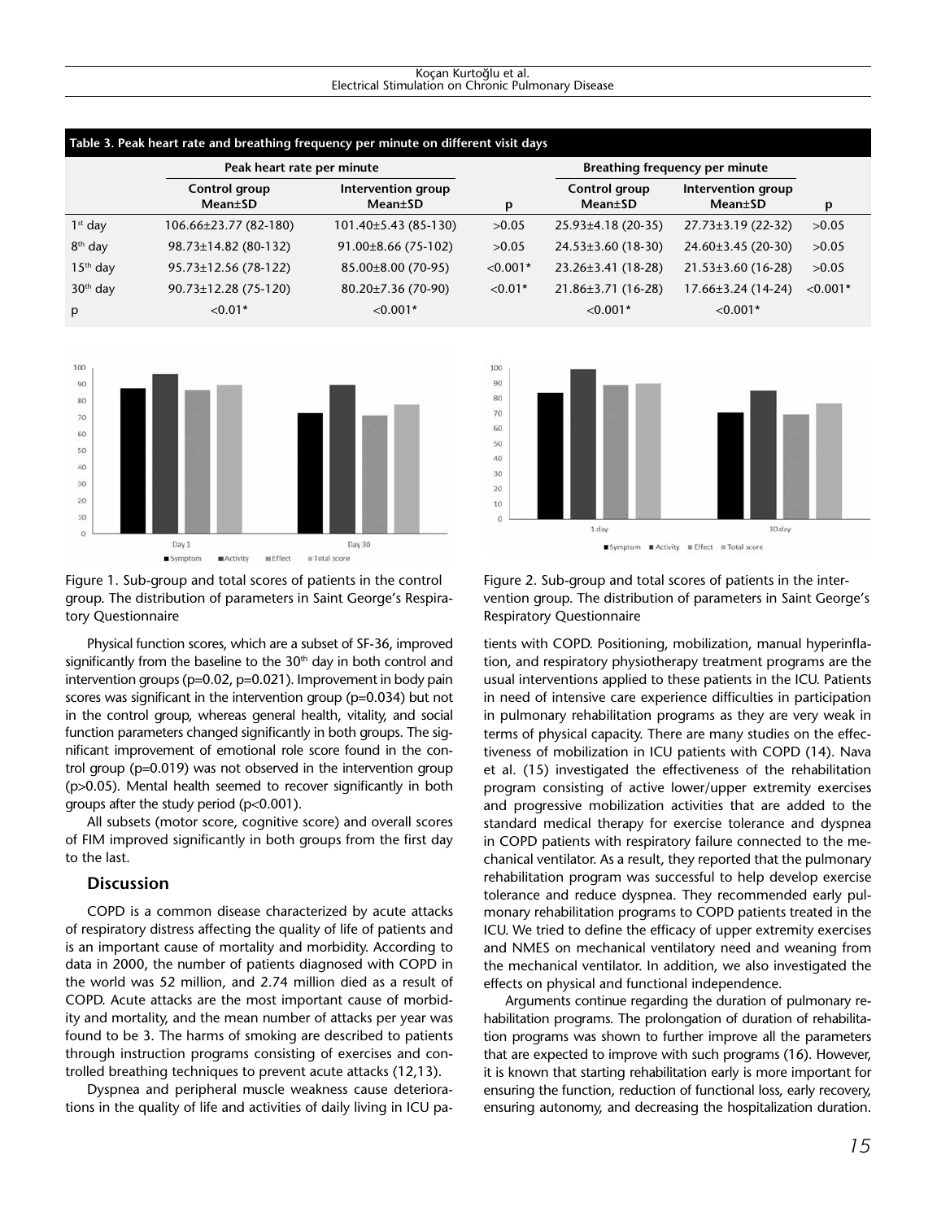**Table 3. Peak heart rate and breathing frequency per minute on different visit days**

| | Peak heart rate per minute | | | Breathing frequency per minute | | |
|---|---|---|---|---|---|---|
| | Control group Mean±SD | Intervention group Mean±SD | p | Control group Mean±SD | Intervention group Mean±SD | p |
| 1st day | 106.66±23.77 (82-180) | 101.40±5.43 (85-130) | >0.05 | 25.93±4.18 (20-35) | 27.73±3.19 (22-32) | >0.05 |
| 8th day | 98.73±14.82 (80-132) | 91.00±8.66 (75-102) | >0.05 | 24.53±3.60 (18-30) | 24.60±3.45 (20-30) | >0.05 |
| 15th day | 95.73±12.56 (78-122) | 85.00±8.00 (70-95) | <0.001* | 23.26±3.41 (18-28) | 21.53±3.60 (16-28) | >0.05 |
| 30th day | 90.73±12.28 (75-120) | 80.20±7.36 (70-90) | <0.01* | 21.86±3.71 (16-28) | 17.66±3.24 (14-24) | <0.001* |
| p | <0.01* | <0.001* | | <0.001* | <0.001* | |

Figure 1. Sub-group and total scores of patients in the control group. The distribution of parameters in Saint George's Respiratory Questionnaire

Figure 2. Sub-group and total scores of patients in the intervention group. The distribution of parameters in Saint George's Respiratory Questionnaire

Physical function scores, which are a subset of SF-36, improved significantly from the baseline to the 30th day in both control and intervention groups (p=0.02, p=0.021). Improvement in body pain scores was significant in the intervention group (p=0.034) but not in the control group, whereas general health, vitality, and social function parameters changed significantly in both groups. The significant improvement of emotional role score found in the control group (p=0.019) was not observed in the intervention group (p>0.05). Mental health seemed to recover significantly in both groups after the study period (p<0.001).

All subsets (motor score, cognitive score) and overall scores of FIM improved significantly in both groups from the first day to the last.

## Discussion

COPD is a common disease characterized by acute attacks of respiratory distress affecting the quality of life of patients and is an important cause of mortality and morbidity. According to data in 2000, the number of patients diagnosed with COPD in the world was 52 million, and 2.74 million died as a result of COPD. Acute attacks are the most important cause of morbidity and mortality, and the mean number of attacks per year was found to be 3. The harms of smoking are described to patients through instruction programs consisting of exercises and controlled breathing techniques to prevent acute attacks (12,13).

Dyspnea and peripheral muscle weakness cause deteriorations in the quality of life and activities of daily living in ICU patients with COPD. Positioning, mobilization, manual hyperinflation, and respiratory physiotherapy treatment programs are the usual interventions applied to these patients in the ICU. Patients in need of intensive care experience difficulties in participation in pulmonary rehabilitation programs as they are very weak in terms of physical capacity. There are many studies on the effectiveness of mobilization in ICU patients with COPD (14). Nava et al. (15) investigated the effectiveness of the rehabilitation program consisting of active lower/upper extremity exercises and progressive mobilization activities that are added to the standard medical therapy for exercise tolerance and dyspnea in COPD patients with respiratory failure connected to the mechanical ventilator. As a result, they reported that the pulmonary rehabilitation program was successful to help develop exercise tolerance and reduce dyspnea. They recommended early pulmonary rehabilitation programs to COPD patients treated in the ICU. We tried to define the efficacy of upper extremity exercises and NMES on mechanical ventilatory need and weaning from the mechanical ventilator. In addition, we also investigated the effects on physical and functional independence.

Arguments continue regarding the duration of pulmonary rehabilitation programs. The prolongation of duration of rehabilitation programs was shown to further improve all the parameters that are expected to improve with such programs (16). However, it is known that starting rehabilitation early is more important for ensuring the function, reduction of functional loss, early recovery, ensuring autonomy, and decreasing the hospitalization duration.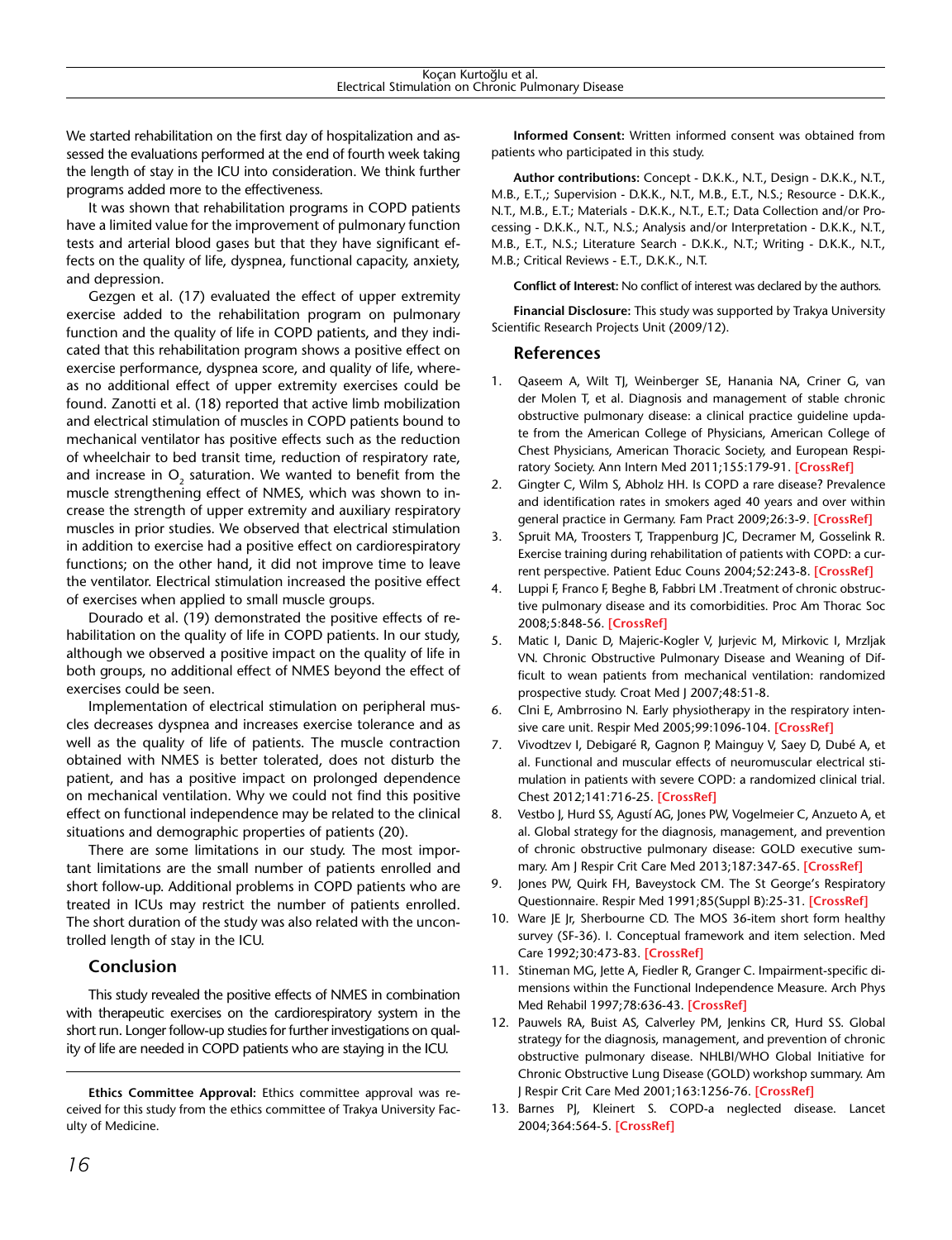We started rehabilitation on the first day of hospitalization and assessed the evaluations performed at the end of fourth week taking the length of stay in the ICU into consideration. We think further programs added more to the effectiveness.

It was shown that rehabilitation programs in COPD patients have a limited value for the improvement of pulmonary function tests and arterial blood gases but that they have significant effects on the quality of life, dyspnea, functional capacity, anxiety, and depression.

Gezgen et al. (17) evaluated the effect of upper extremity exercise added to the rehabilitation program on pulmonary function and the quality of life in COPD patients, and they indicated that this rehabilitation program shows a positive effect on exercise performance, dyspnea score, and quality of life, whereas no additional effect of upper extremity exercises could be found. Zanotti et al. (18) reported that active limb mobilization and electrical stimulation of muscles in COPD patients bound to mechanical ventilator has positive effects such as the reduction of wheelchair to bed transit time, reduction of respiratory rate, and increase in $O_2$ saturation. We wanted to benefit from the muscle strengthening effect of NMES, which was shown to increase the strength of upper extremity and auxiliary respiratory muscles in prior studies. We observed that electrical stimulation in addition to exercise had a positive effect on cardiorespiratory functions; on the other hand, it did not improve time to leave the ventilator. Electrical stimulation increased the positive effect of exercises when applied to small muscle groups.

Dourado et al. (19) demonstrated the positive effects of rehabilitation on the quality of life in COPD patients. In our study, although we observed a positive impact on the quality of life in both groups, no additional effect of NMES beyond the effect of exercises could be seen.

Implementation of electrical stimulation on peripheral muscles decreases dyspnea and increases exercise tolerance and as well as the quality of life of patients. The muscle contraction obtained with NMES is better tolerated, does not disturb the patient, and has a positive impact on prolonged dependence on mechanical ventilation. Why we could not find this positive effect on functional independence may be related to the clinical situations and demographic properties of patients (20).

There are some limitations in our study. The most important limitations are the small number of patients enrolled and short follow-up. Additional problems in COPD patients who are treated in ICUs may restrict the number of patients enrolled. The short duration of the study was also related with the uncontrolled length of stay in the ICU.

## Conclusion

This study revealed the positive effects of NMES in combination with therapeutic exercises on the cardiorespiratory system in the short run. Longer follow-up studies for further investigations on quality of life are needed in COPD patients who are staying in the ICU.

---

**Ethics Committee Approval:** Ethics committee approval was received for this study from the ethics committee of Trakya University Faculty of Medicine.

**Informed Consent:** Written informed consent was obtained from patients who participated in this study.

**Author contributions:** Concept - D.K.K., N.T., Design - D.K.K., N.T., M.B., E.T.,; Supervision - D.K.K., N.T., M.B., E.T., N.S.; Resource - D.K.K., N.T., M.B., E.T.; Materials - D.K.K., N.T., E.T.; Data Collection and/or Processing - D.K.K., N.T., N.S.; Analysis and/or Interpretation - D.K.K., N.T., M.B., E.T., N.S.; Literature Search - D.K.K., N.T.; Writing - D.K.K., N.T., M.B.; Critical Reviews - E.T., D.K.K., N.T.

**Conflict of Interest:** No conflict of interest was declared by the authors.

**Financial Disclosure:** This study was supported by Trakya University Scientific Research Projects Unit (2009/12).

## References

1. Qaseem A, Wilt TJ, Weinberger SE, Hanania NA, Criner G, van der Molen T, et al. Diagnosis and management of stable chronic obstructive pulmonary disease: a clinical practice guideline update from the American College of Physicians, American College of Chest Physicians, American Thoracic Society, and European Respiratory Society. Ann Intern Med 2011;155:179-91. [CrossRef]
2. Gingter C, Wilm S, Abholz HH. Is COPD a rare disease? Prevalence and identification rates in smokers aged 40 years and over within general practice in Germany. Fam Pract 2009;26:3-9. [CrossRef]
3. Spruit MA, Troosters T, Trappenburg JC, Decramer M, Gosselink R. Exercise training during rehabilitation of patients with COPD: a current perspective. Patient Educ Couns 2004;52:243-8. [CrossRef]
4. Luppi F, Franco F, Beghe B, Fabbri LM .Treatment of chronic obstructive pulmonary disease and its comorbidities. Proc Am Thorac Soc 2008;5:848-56. [CrossRef]
5. Matic I, Danic D, Majeric-Kogler V, Jurjevic M, Mirkovic I, Mrzljak VN. Chronic Obstructive Pulmonary Disease and Weaning of Difficult to wean patients from mechanical ventilation: randomized prospective study. Croat Med J 2007;48:51-8.
6. Clni E, Ambrrosino N. Early physiotherapy in the respiratory intensive care unit. Respir Med 2005;99:1096-104. [CrossRef]
7. Vivodtzev I, Debigaré R, Gagnon P, Mainguy V, Saey D, Dubé A, et al. Functional and muscular effects of neuromuscular electrical stimulation in patients with severe COPD: a randomized clinical trial. Chest 2012;141:716-25. [CrossRef]
8. Vestbo J, Hurd SS, Agustí AG, Jones PW, Vogelmeier C, Anzueto A, et al. Global strategy for the diagnosis, management, and prevention of chronic obstructive pulmonary disease: GOLD executive summary. Am J Respir Crit Care Med 2013;187:347-65. [CrossRef]
9. Jones PW, Quirk FH, Baveystock CM. The St George's Respiratory Questionnaire. Respir Med 1991;85(Suppl B):25-31. [CrossRef]
10. Ware JE Jr, Sherbourne CD. The MOS 36-item short form healthy survey (SF-36). I. Conceptual framework and item selection. Med Care 1992;30:473-83. [CrossRef]
11. Stineman MG, Jette A, Fiedler R, Granger C. Impairment-specific dimensions within the Functional Independence Measure. Arch Phys Med Rehabil 1997;78:636-43. [CrossRef]
12. Pauwels RA, Buist AS, Calverley PM, Jenkins CR, Hurd SS. Global strategy for the diagnosis, management, and prevention of chronic obstructive pulmonary disease. NHLBI/WHO Global Initiative for Chronic Obstructive Lung Disease (GOLD) workshop summary. Am J Respir Crit Care Med 2001;163:1256-76. [CrossRef]
13. Barnes PJ, Kleinert S. COPD-a neglected disease. Lancet 2004;364:564-5. [CrossRef]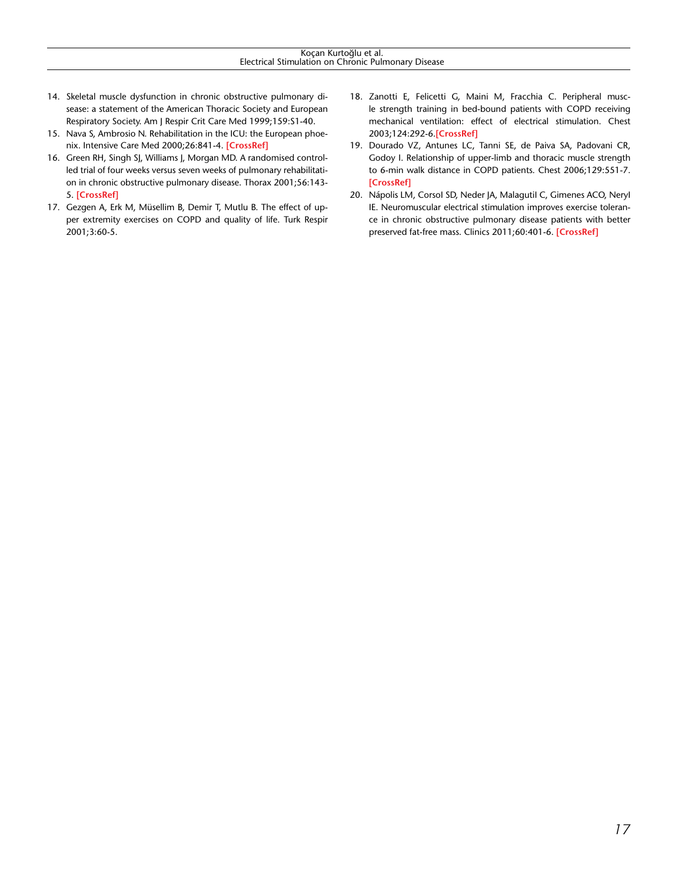14. Skeletal muscle dysfunction in chronic obstructive pulmonary disease: a statement of the American Thoracic Society and European Respiratory Society. Am J Respir Crit Care Med 1999;159:S1-40.
15. Nava S, Ambrosio N. Rehabilitation in the ICU: the European phoenix. Intensive Care Med 2000;26:841-4. [CrossRef]
16. Green RH, Singh SJ, Williams J, Morgan MD. A randomised controlled trial of four weeks versus seven weeks of pulmonary rehabilitation in chronic obstructive pulmonary disease. Thorax 2001;56:143-5. [CrossRef]
17. Gezgen A, Erk M, Müsellim B, Demir T, Mutlu B. The effect of upper extremity exercises on COPD and quality of life. Turk Respir 2001;3:60-5.
18. Zanotti E, Felicetti G, Maini M, Fracchia C. Peripheral muscle strength training in bed-bound patients with COPD receiving mechanical ventilation: effect of electrical stimulation. Chest 2003;124:292-6.[CrossRef]
19. Dourado VZ, Antunes LC, Tanni SE, de Paiva SA, Padovani CR, Godoy I. Relationship of upper-limb and thoracic muscle strength to 6-min walk distance in COPD patients. Chest 2006;129:551-7. [CrossRef]
20. Nápolis LM, Corsol SD, Neder JA, Malagutil C, Gimenes ACO, Neryl IE. Neuromuscular electrical stimulation improves exercise tolerance in chronic obstructive pulmonary disease patients with better preserved fat-free mass. Clinics 2011;60:401-6. [CrossRef]